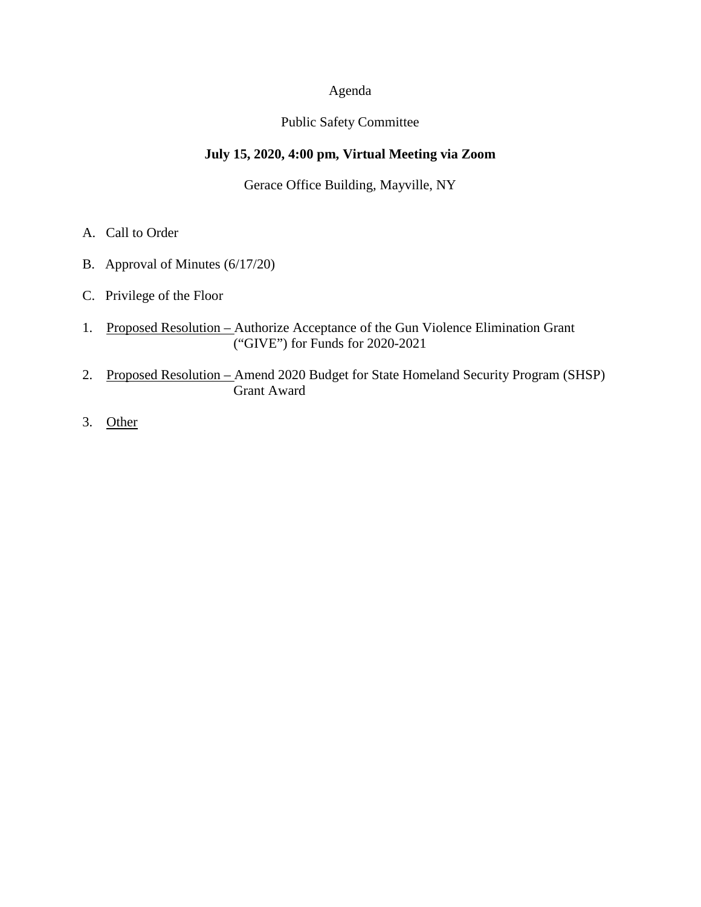Agenda

Public Safety Committee

**July 15, 2020, 4:00 pm, Virtual Meeting via Zoom**

Gerace Office Building, Mayville, NY

A. Call to Order

B. Approval of Minutes (6/17/20)

C. Privilege of the Floor

1. Proposed Resolution – Authorize Acceptance of the Gun Violence Elimination Grant ("GIVE") for Funds for 2020-2021

2. Proposed Resolution – Amend 2020 Budget for State Homeland Security Program (SHSP) Grant Award

3. Other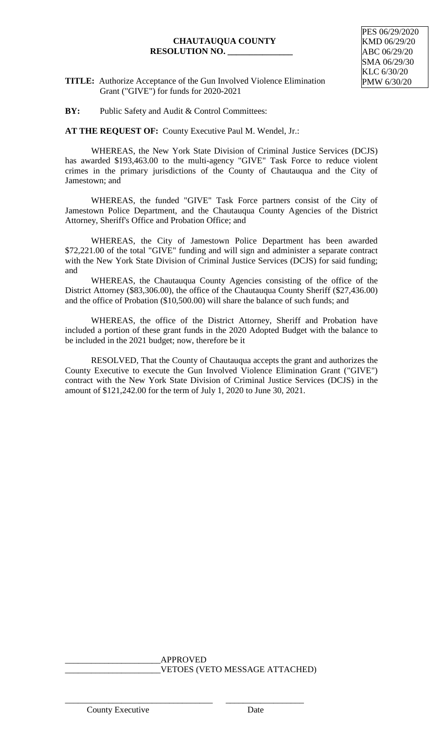PES 06/29/2020
KMD 06/29/20
ABC 06/29/20
SMA 06/29/30
KLC 6/30/20
PMW 6/30/20

**CHAUTAUQUA COUNTY**
**RESOLUTION NO. _______________**

**TITLE:** Authorize Acceptance of the Gun Involved Violence Elimination Grant ("GIVE") for funds for 2020-2021

**BY:** Public Safety and Audit & Control Committees:

**AT THE REQUEST OF:** County Executive Paul M. Wendel, Jr.:

WHEREAS, the New York State Division of Criminal Justice Services (DCJS) has awarded $193,463.00 to the multi-agency "GIVE" Task Force to reduce violent crimes in the primary jurisdictions of the County of Chautauqua and the City of Jamestown; and

WHEREAS, the funded "GIVE" Task Force partners consist of the City of Jamestown Police Department, and the Chautauqua County Agencies of the District Attorney, Sheriff's Office and Probation Office; and

WHEREAS, the City of Jamestown Police Department has been awarded $72,221.00 of the total "GIVE" funding and will sign and administer a separate contract with the New York State Division of Criminal Justice Services (DCJS) for said funding; and

WHEREAS, the Chautauqua County Agencies consisting of the office of the District Attorney ($83,306.00), the office of the Chautauqua County Sheriff ($27,436.00) and the office of Probation ($10,500.00) will share the balance of such funds; and

WHEREAS, the office of the District Attorney, Sheriff and Probation have included a portion of these grant funds in the 2020 Adopted Budget with the balance to be included in the 2021 budget; now, therefore be it

RESOLVED, That the County of Chautauqua accepts the grant and authorizes the County Executive to execute the Gun Involved Violence Elimination Grant ("GIVE") contract with the New York State Division of Criminal Justice Services (DCJS) in the amount of $121,242.00 for the term of July 1, 2020 to June 30, 2021.

______________________APPROVED
______________________VETOES (VETO MESSAGE ATTACHED)

__________________________________ __________________
County Executive Date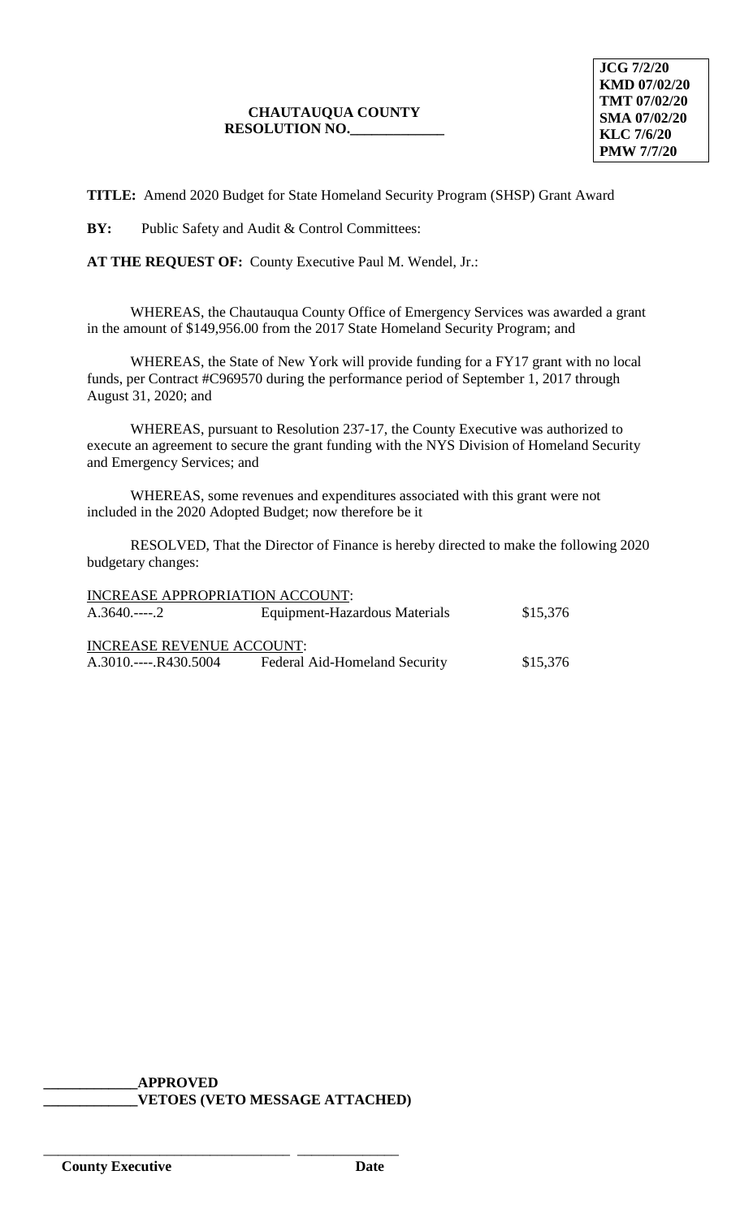JCG 7/2/20
KMD 07/02/20
TMT 07/02/20
SMA 07/02/20
KLC 7/6/20
PMW 7/7/20

**CHAUTAUQUA COUNTY**
**RESOLUTION NO.\_\_\_\_\_\_\_\_\_\_\_\_\_**

**TITLE:** Amend 2020 Budget for State Homeland Security Program (SHSP) Grant Award

**BY:** Public Safety and Audit & Control Committees:

**AT THE REQUEST OF:** County Executive Paul M. Wendel, Jr.:

WHEREAS, the Chautauqua County Office of Emergency Services was awarded a grant in the amount of $149,956.00 from the 2017 State Homeland Security Program; and

WHEREAS, the State of New York will provide funding for a FY17 grant with no local funds, per Contract #C969570 during the performance period of September 1, 2017 through August 31, 2020; and

WHEREAS, pursuant to Resolution 237-17, the County Executive was authorized to execute an agreement to secure the grant funding with the NYS Division of Homeland Security and Emergency Services; and

WHEREAS, some revenues and expenditures associated with this grant were not included in the 2020 Adopted Budget; now therefore be it

RESOLVED, That the Director of Finance is hereby directed to make the following 2020 budgetary changes:

| | | |
|---|---|---|
| INCREASE APPROPRIATION ACCOUNT: | | |
| A.3640.----.2 | Equipment-Hazardous Materials | $15,376 |
| INCREASE REVENUE ACCOUNT: | | |
| A.3010.----.R430.5004 | Federal Aid-Homeland Security | $15,376 |

**\_\_\_\_\_\_\_\_\_\_\_\_\_APPROVED**
**\_\_\_\_\_\_\_\_\_\_\_\_\_VETOES (VETO MESSAGE ATTACHED)**

\_\_\_\_\_\_\_\_\_\_\_\_\_\_\_\_\_\_\_\_\_\_\_\_\_\_\_\_\_\_\_\_\_\_ \_\_\_\_\_\_\_\_\_\_\_\_\_\_
**County Executive** **Date**